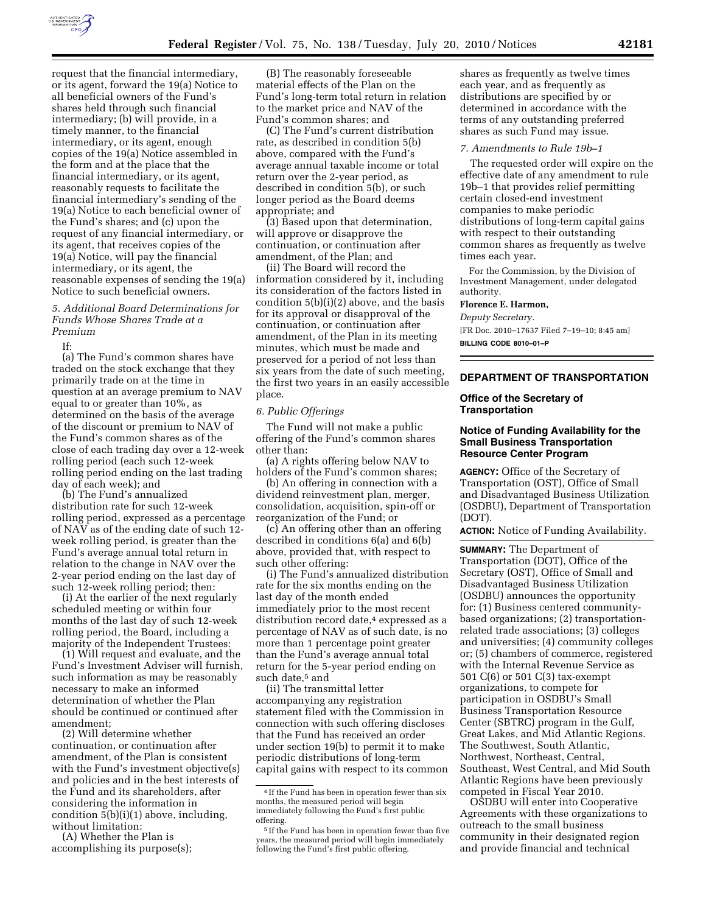request that the financial intermediary, or its agent, forward the 19(a) Notice to all beneficial owners of the Fund's shares held through such financial intermediary; (b) will provide, in a timely manner, to the financial intermediary, or its agent, enough copies of the 19(a) Notice assembled in the form and at the place that the financial intermediary, or its agent, reasonably requests to facilitate the financial intermediary's sending of the 19(a) Notice to each beneficial owner of the Fund's shares; and (c) upon the request of any financial intermediary, or its agent, that receives copies of the 19(a) Notice, will pay the financial intermediary, or its agent, the reasonable expenses of sending the 19(a) Notice to such beneficial owners.

### 5. Additional Board Determinations for Funds Whose Shares Trade at a Premium

If:

(a) The Fund's common shares have traded on the stock exchange that they primarily trade on at the time in question at an average premium to NAV equal to or greater than 10%, as determined on the basis of the average of the discount or premium to NAV of the Fund's common shares as of the close of each trading day over a 12-week rolling period (each such 12-week rolling period ending on the last trading day of each week); and

(b) The Fund's annualized distribution rate for such 12-week rolling period, expressed as a percentage of NAV as of the ending date of such 12-week rolling period, is greater than the Fund's average annual total return in relation to the change in NAV over the 2-year period ending on the last day of such 12-week rolling period; then:

(i) At the earlier of the next regularly scheduled meeting or within four months of the last day of such 12-week rolling period, the Board, including a majority of the Independent Trustees:

(1) Will request and evaluate, and the Fund's Investment Adviser will furnish, such information as may be reasonably necessary to make an informed determination of whether the Plan should be continued or continued after amendment;

(2) Will determine whether continuation, or continuation after amendment, of the Plan is consistent with the Fund's investment objective(s) and policies and in the best interests of the Fund and its shareholders, after considering the information in condition 5(b)(i)(1) above, including, without limitation:

(A) Whether the Plan is accomplishing its purpose(s);

(B) The reasonably foreseeable material effects of the Plan on the Fund's long-term total return in relation to the market price and NAV of the Fund's common shares; and

(C) The Fund's current distribution rate, as described in condition 5(b) above, compared with the Fund's average annual taxable income or total return over the 2-year period, as described in condition 5(b), or such longer period as the Board deems appropriate; and

(3) Based upon that determination, will approve or disapprove the continuation, or continuation after amendment, of the Plan; and

(ii) The Board will record the information considered by it, including its consideration of the factors listed in condition 5(b)(i)(2) above, and the basis for its approval or disapproval of the continuation, or continuation after amendment, of the Plan in its meeting minutes, which must be made and preserved for a period of not less than six years from the date of such meeting, the first two years in an easily accessible place.

### 6. Public Offerings

The Fund will not make a public offering of the Fund's common shares other than:

(a) A rights offering below NAV to holders of the Fund's common shares;

(b) An offering in connection with a dividend reinvestment plan, merger, consolidation, acquisition, spin-off or reorganization of the Fund; or

(c) An offering other than an offering described in conditions 6(a) and 6(b) above, provided that, with respect to such other offering:

(i) The Fund's annualized distribution rate for the six months ending on the last day of the month ended immediately prior to the most recent distribution record date,[4] expressed as a percentage of NAV as of such date, is no more than 1 percentage point greater than the Fund's average annual total return for the 5-year period ending on such date,[5] and

(ii) The transmittal letter accompanying any registration statement filed with the Commission in connection with such offering discloses that the Fund has received an order under section 19(b) to permit it to make periodic distributions of long-term capital gains with respect to its common shares as frequently as twelve times each year, and as frequently as distributions are specified by or determined in accordance with the terms of any outstanding preferred shares as such Fund may issue.

### 7. Amendments to Rule 19b–1

The requested order will expire on the effective date of any amendment to rule 19b–1 that provides relief permitting certain closed-end investment companies to make periodic distributions of long-term capital gains with respect to their outstanding common shares as frequently as twelve times each year.

For the Commission, by the Division of Investment Management, under delegated authority.

**Florence E. Harmon,**

*Deputy Secretary.*

[FR Doc. 2010–17637 Filed 7–19–10; 8:45 am]

**BILLING CODE 8010–01–P**

---

[4] If the Fund has been in operation fewer than six months, the measured period will begin immediately following the Fund's first public offering.

[5] If the Fund has been in operation fewer than five years, the measured period will begin immediately following the Fund's first public offering.

---

## DEPARTMENT OF TRANSPORTATION

### Office of the Secretary of Transportation

### Notice of Funding Availability for the Small Business Transportation Resource Center Program

**AGENCY:** Office of the Secretary of Transportation (OST), Office of Small and Disadvantaged Business Utilization (OSDBU), Department of Transportation (DOT).

**ACTION:** Notice of Funding Availability.

**SUMMARY:** The Department of Transportation (DOT), Office of the Secretary (OST), Office of Small and Disadvantaged Business Utilization (OSDBU) announces the opportunity for: (1) Business centered community-based organizations; (2) transportation-related trade associations; (3) colleges and universities; (4) community colleges or; (5) chambers of commerce, registered with the Internal Revenue Service as 501 C(6) or 501 C(3) tax-exempt organizations, to compete for participation in OSDBU's Small Business Transportation Resource Center (SBTRC) program in the Gulf, Great Lakes, and Mid Atlantic Regions. The Southwest, South Atlantic, Northwest, Northeast, Central, Southeast, West Central, and Mid South Atlantic Regions have been previously competed in Fiscal Year 2010.

OSDBU will enter into Cooperative Agreements with these organizations to outreach to the small business community in their designated region and provide financial and technical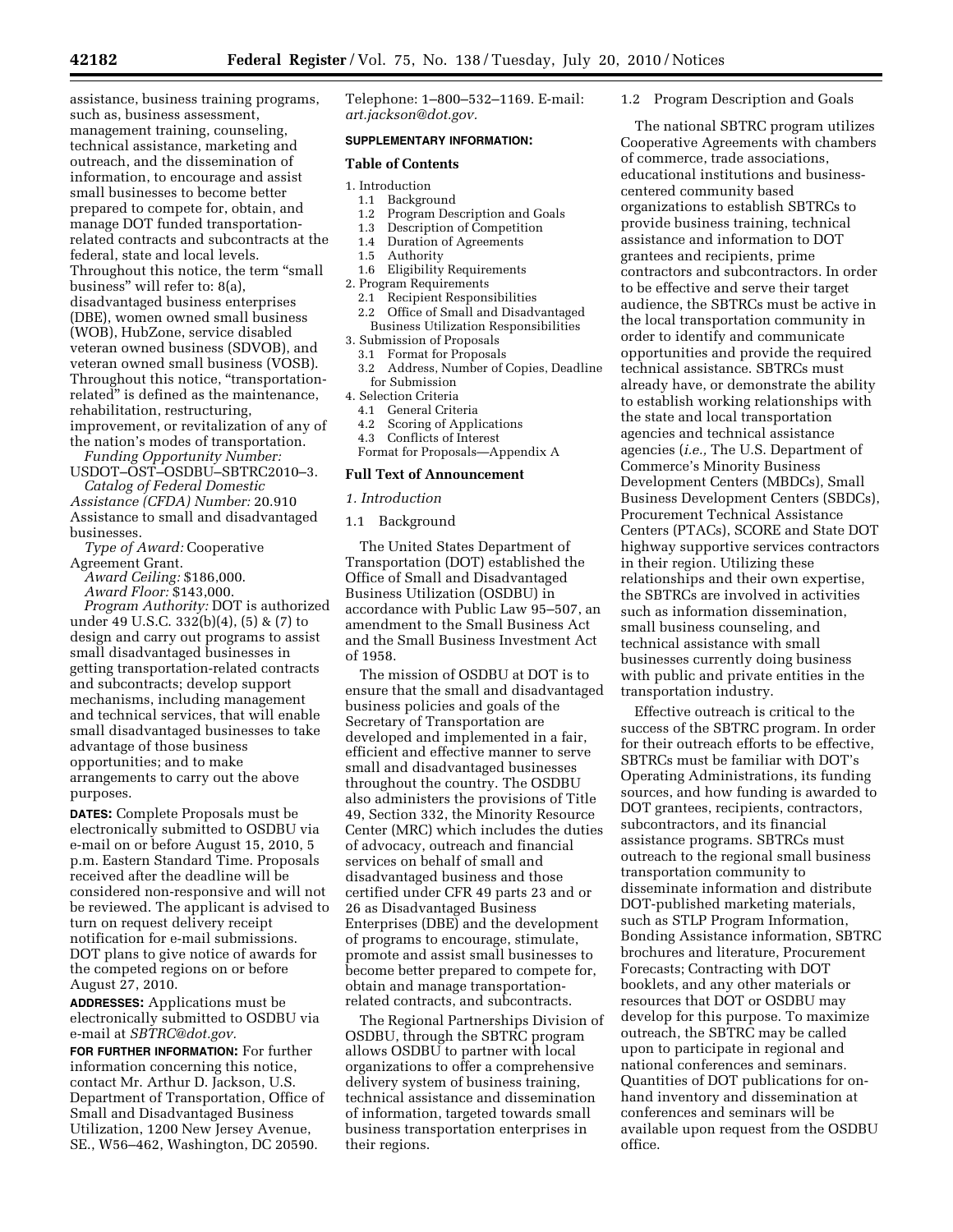assistance, business training programs, such as, business assessment, management training, counseling, technical assistance, marketing and outreach, and the dissemination of information, to encourage and assist small businesses to become better prepared to compete for, obtain, and manage DOT funded transportation-related contracts and subcontracts at the federal, state and local levels. Throughout this notice, the term "small business" will refer to: 8(a), disadvantaged business enterprises (DBE), women owned small business (WOB), HubZone, service disabled veteran owned business (SDVOB), and veteran owned small business (VOSB). Throughout this notice, "transportation-related" is defined as the maintenance, rehabilitation, restructuring, improvement, or revitalization of any of the nation's modes of transportation.

*Funding Opportunity Number:* USDOT–OST–OSDBU–SBTRC2010–3.

*Catalog of Federal Domestic Assistance (CFDA) Number:* 20.910 Assistance to small and disadvantaged businesses.

*Type of Award:* Cooperative Agreement Grant.

*Award Ceiling:* $186,000.

*Award Floor:* $143,000.

*Program Authority:* DOT is authorized under 49 U.S.C. 332(b)(4), (5) & (7) to design and carry out programs to assist small disadvantaged businesses in getting transportation-related contracts and subcontracts; develop support mechanisms, including management and technical services, that will enable small disadvantaged businesses to take advantage of those business opportunities; and to make arrangements to carry out the above purposes.

**DATES:** Complete Proposals must be electronically submitted to OSDBU via e-mail on or before August 15, 2010, 5 p.m. Eastern Standard Time. Proposals received after the deadline will be considered non-responsive and will not be reviewed. The applicant is advised to turn on request delivery receipt notification for e-mail submissions. DOT plans to give notice of awards for the competed regions on or before August 27, 2010.

**ADDRESSES:** Applications must be electronically submitted to OSDBU via e-mail at *SBTRC@dot.gov.*

**FOR FURTHER INFORMATION:** For further information concerning this notice, contact Mr. Arthur D. Jackson, U.S. Department of Transportation, Office of Small and Disadvantaged Business Utilization, 1200 New Jersey Avenue, SE., W56–462, Washington, DC 20590. Telephone: 1–800–532–1169. E-mail: *art.jackson@dot.gov.*

**SUPPLEMENTARY INFORMATION:**

**Table of Contents**

1. Introduction
   1.1 Background
   1.2 Program Description and Goals
   1.3 Description of Competition
   1.4 Duration of Agreements
   1.5 Authority
   1.6 Eligibility Requirements
2. Program Requirements
   2.1 Recipient Responsibilities
   2.2 Office of Small and Disadvantaged Business Utilization Responsibilities
3. Submission of Proposals
   3.1 Format for Proposals
   3.2 Address, Number of Copies, Deadline for Submission
4. Selection Criteria
   4.1 General Criteria
   4.2 Scoring of Applications
   4.3 Conflicts of Interest

Format for Proposals—Appendix A

**Full Text of Announcement**

*1. Introduction*

1.1 Background

The United States Department of Transportation (DOT) established the Office of Small and Disadvantaged Business Utilization (OSDBU) in accordance with Public Law 95–507, an amendment to the Small Business Act and the Small Business Investment Act of 1958.

The mission of OSDBU at DOT is to ensure that the small and disadvantaged business policies and goals of the Secretary of Transportation are developed and implemented in a fair, efficient and effective manner to serve small and disadvantaged businesses throughout the country. The OSDBU also administers the provisions of Title 49, Section 332, the Minority Resource Center (MRC) which includes the duties of advocacy, outreach and financial services on behalf of small and disadvantaged business and those certified under CFR 49 parts 23 and or 26 as Disadvantaged Business Enterprises (DBE) and the development of programs to encourage, stimulate, promote and assist small businesses to become better prepared to compete for, obtain and manage transportation-related contracts, and subcontracts.

The Regional Partnerships Division of OSDBU, through the SBTRC program allows OSDBU to partner with local organizations to offer a comprehensive delivery system of business training, technical assistance and dissemination of information, targeted towards small business transportation enterprises in their regions.

1.2 Program Description and Goals

The national SBTRC program utilizes Cooperative Agreements with chambers of commerce, trade associations, educational institutions and business-centered community based organizations to establish SBTRCs to provide business training, technical assistance and information to DOT grantees and recipients, prime contractors and subcontractors. In order to be effective and serve their target audience, the SBTRCs must be active in the local transportation community in order to identify and communicate opportunities and provide the required technical assistance. SBTRCs must already have, or demonstrate the ability to establish working relationships with the state and local transportation agencies and technical assistance agencies (*i.e.,* The U.S. Department of Commerce's Minority Business Development Centers (MBDCs), Small Business Development Centers (SBDCs), Procurement Technical Assistance Centers (PTACs), SCORE and State DOT highway supportive services contractors in their region. Utilizing these relationships and their own expertise, the SBTRCs are involved in activities such as information dissemination, small business counseling, and technical assistance with small businesses currently doing business with public and private entities in the transportation industry.

Effective outreach is critical to the success of the SBTRC program. In order for their outreach efforts to be effective, SBTRCs must be familiar with DOT's Operating Administrations, its funding sources, and how funding is awarded to DOT grantees, recipients, contractors, subcontractors, and its financial assistance programs. SBTRCs must outreach to the regional small business transportation community to disseminate information and distribute DOT-published marketing materials, such as STLP Program Information, Bonding Assistance information, SBTRC brochures and literature, Procurement Forecasts; Contracting with DOT booklets, and any other materials or resources that DOT or OSDBU may develop for this purpose. To maximize outreach, the SBTRC may be called upon to participate in regional and national conferences and seminars. Quantities of DOT publications for on-hand inventory and dissemination at conferences and seminars will be available upon request from the OSDBU office.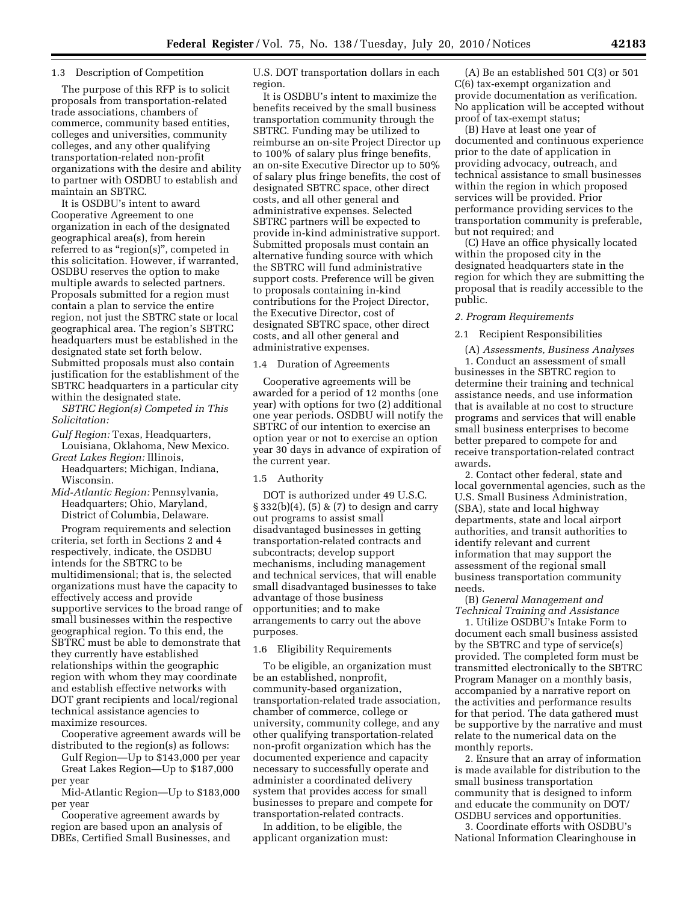### 1.3 Description of Competition

The purpose of this RFP is to solicit proposals from transportation-related trade associations, chambers of commerce, community based entities, colleges and universities, community colleges, and any other qualifying transportation-related non-profit organizations with the desire and ability to partner with OSDBU to establish and maintain an SBTRC.

It is OSDBU's intent to award Cooperative Agreement to one organization in each of the designated geographical area(s), from herein referred to as "region(s)", competed in this solicitation. However, if warranted, OSDBU reserves the option to make multiple awards to selected partners. Proposals submitted for a region must contain a plan to service the entire region, not just the SBTRC state or local geographical area. The region's SBTRC headquarters must be established in the designated state set forth below. Submitted proposals must also contain justification for the establishment of the SBTRC headquarters in a particular city within the designated state.

*SBTRC Region(s) Competed in This Solicitation:*

*Gulf Region:* Texas, Headquarters, Louisiana, Oklahoma, New Mexico.
*Great Lakes Region:* Illinois, Headquarters; Michigan, Indiana, Wisconsin.
*Mid-Atlantic Region:* Pennsylvania, Headquarters; Ohio, Maryland, District of Columbia, Delaware.

Program requirements and selection criteria, set forth in Sections 2 and 4 respectively, indicate, the OSDBU intends for the SBTRC to be multidimensional; that is, the selected organizations must have the capacity to effectively access and provide supportive services to the broad range of small businesses within the respective geographical region. To this end, the SBTRC must be able to demonstrate that they currently have established relationships within the geographic region with whom they may coordinate and establish effective networks with DOT grant recipients and local/regional technical assistance agencies to maximize resources.

Cooperative agreement awards will be distributed to the region(s) as follows:

Gulf Region—Up to $143,000 per year
Great Lakes Region—Up to $187,000 per year
Mid-Atlantic Region—Up to $183,000 per year

Cooperative agreement awards by region are based upon an analysis of DBEs, Certified Small Businesses, and U.S. DOT transportation dollars in each region.

It is OSDBU's intent to maximize the benefits received by the small business transportation community through the SBTRC. Funding may be utilized to reimburse an on-site Project Director up to 100% of salary plus fringe benefits, an on-site Executive Director up to 50% of salary plus fringe benefits, the cost of designated SBTRC space, other direct costs, and all other general and administrative expenses. Selected SBTRC partners will be expected to provide in-kind administrative support. Submitted proposals must contain an alternative funding source with which the SBTRC will fund administrative support costs. Preference will be given to proposals containing in-kind contributions for the Project Director, the Executive Director, cost of designated SBTRC space, other direct costs, and all other general and administrative expenses.

### 1.4 Duration of Agreements

Cooperative agreements will be awarded for a period of 12 months (one year) with options for two (2) additional one year periods. OSDBU will notify the SBTRC of our intention to exercise an option year or not to exercise an option year 30 days in advance of expiration of the current year.

### 1.5 Authority

DOT is authorized under 49 U.S.C. § 332(b)(4), (5) & (7) to design and carry out programs to assist small disadvantaged businesses in getting transportation-related contracts and subcontracts; develop support mechanisms, including management and technical services, that will enable small disadvantaged businesses to take advantage of those business opportunities; and to make arrangements to carry out the above purposes.

### 1.6 Eligibility Requirements

To be eligible, an organization must be an established, nonprofit, community-based organization, transportation-related trade association, chamber of commerce, college or university, community college, and any other qualifying transportation-related non-profit organization which has the documented experience and capacity necessary to successfully operate and administer a coordinated delivery system that provides access for small businesses to prepare and compete for transportation-related contracts.

In addition, to be eligible, the applicant organization must:

(A) Be an established 501 C(3) or 501 C(6) tax-exempt organization and provide documentation as verification. No application will be accepted without proof of tax-exempt status;

(B) Have at least one year of documented and continuous experience prior to the date of application in providing advocacy, outreach, and technical assistance to small businesses within the region in which proposed services will be provided. Prior performance providing services to the transportation community is preferable, but not required; and

(C) Have an office physically located within the proposed city in the designated headquarters state in the region for which they are submitting the proposal that is readily accessible to the public.

## *2. Program Requirements*

### 2.1 Recipient Responsibilities

(A) *Assessments, Business Analyses*

1. Conduct an assessment of small businesses in the SBTRC region to determine their training and technical assistance needs, and use information that is available at no cost to structure programs and services that will enable small business enterprises to become better prepared to compete for and receive transportation-related contract awards.

2. Contact other federal, state and local governmental agencies, such as the U.S. Small Business Administration, (SBA), state and local highway departments, state and local airport authorities, and transit authorities to identify relevant and current information that may support the assessment of the regional small business transportation community needs.

(B) *General Management and Technical Training and Assistance*

1. Utilize OSDBU's Intake Form to document each small business assisted by the SBTRC and type of service(s) provided. The completed form must be transmitted electronically to the SBTRC Program Manager on a monthly basis, accompanied by a narrative report on the activities and performance results for that period. The data gathered must be supportive by the narrative and must relate to the numerical data on the monthly reports.

2. Ensure that an array of information is made available for distribution to the small business transportation community that is designed to inform and educate the community on DOT/OSDBU services and opportunities.

3. Coordinate efforts with OSDBU's National Information Clearinghouse in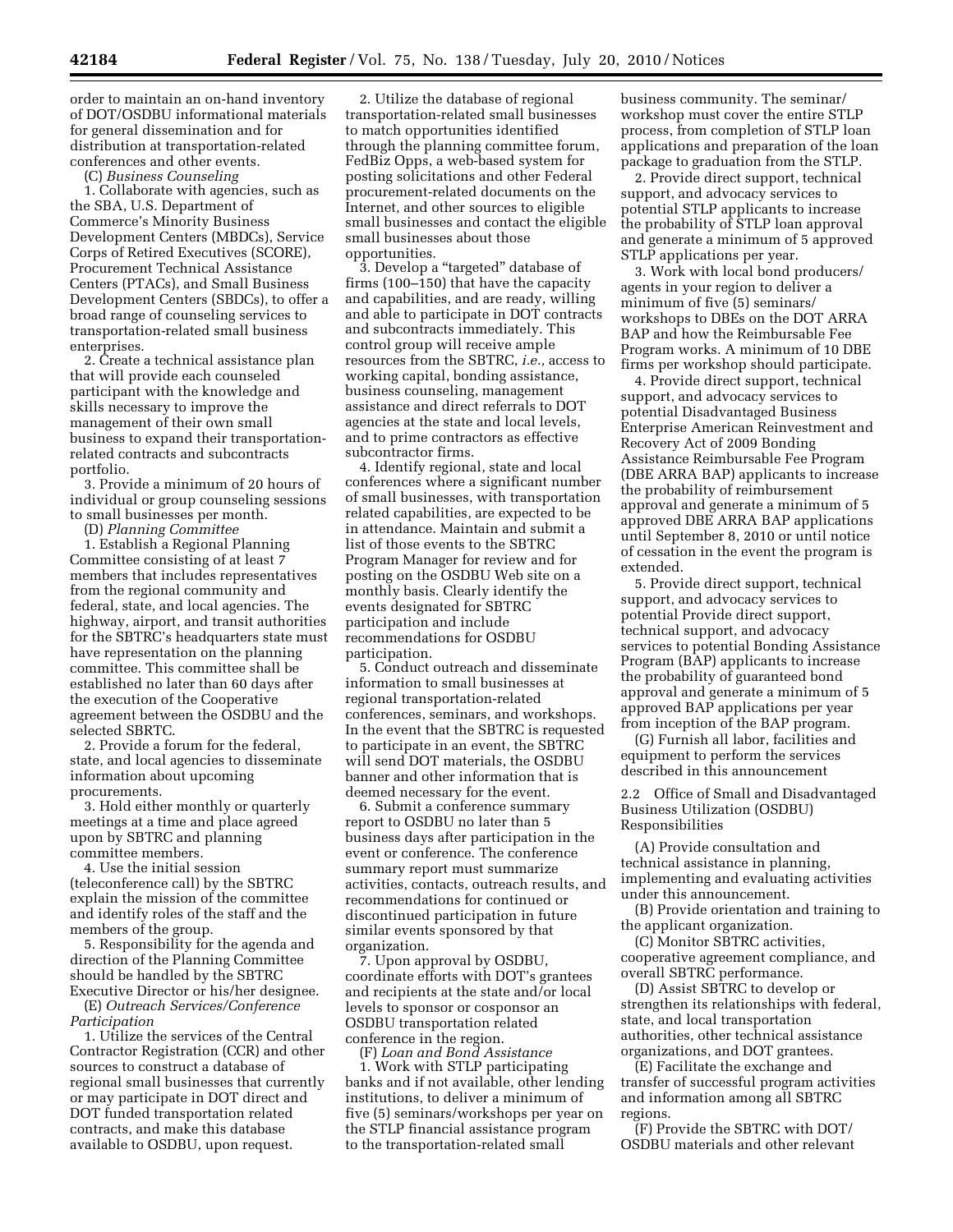order to maintain an on-hand inventory of DOT/OSDBU informational materials for general dissemination and for distribution at transportation-related conferences and other events.

(C) *Business Counseling*

1. Collaborate with agencies, such as the SBA, U.S. Department of Commerce's Minority Business Development Centers (MBDCs), Service Corps of Retired Executives (SCORE), Procurement Technical Assistance Centers (PTACs), and Small Business Development Centers (SBDCs), to offer a broad range of counseling services to transportation-related small business enterprises.

2. Create a technical assistance plan that will provide each counseled participant with the knowledge and skills necessary to improve the management of their own small business to expand their transportation-related contracts and subcontracts portfolio.

3. Provide a minimum of 20 hours of individual or group counseling sessions to small businesses per month.

(D) *Planning Committee*

1. Establish a Regional Planning Committee consisting of at least 7 members that includes representatives from the regional community and federal, state, and local agencies. The highway, airport, and transit authorities for the SBTRC's headquarters state must have representation on the planning committee. This committee shall be established no later than 60 days after the execution of the Cooperative agreement between the OSDBU and the selected SBRTC.

2. Provide a forum for the federal, state, and local agencies to disseminate information about upcoming procurements.

3. Hold either monthly or quarterly meetings at a time and place agreed upon by SBTRC and planning committee members.

4. Use the initial session (teleconference call) by the SBTRC explain the mission of the committee and identify roles of the staff and the members of the group.

5. Responsibility for the agenda and direction of the Planning Committee should be handled by the SBTRC Executive Director or his/her designee.

(E) *Outreach Services/Conference Participation*

1. Utilize the services of the Central Contractor Registration (CCR) and other sources to construct a database of regional small businesses that currently or may participate in DOT direct and DOT funded transportation related contracts, and make this database available to OSDBU, upon request.

2. Utilize the database of regional transportation-related small businesses to match opportunities identified through the planning committee forum, FedBiz Opps, a web-based system for posting solicitations and other Federal procurement-related documents on the Internet, and other sources to eligible small businesses and contact the eligible small businesses about those opportunities.

3. Develop a "targeted" database of firms (100–150) that have the capacity and capabilities, and are ready, willing and able to participate in DOT contracts and subcontracts immediately. This control group will receive ample resources from the SBTRC, *i.e.,* access to working capital, bonding assistance, business counseling, management assistance and direct referrals to DOT agencies at the state and local levels, and to prime contractors as effective subcontractor firms.

4. Identify regional, state and local conferences where a significant number of small businesses, with transportation related capabilities, are expected to be in attendance. Maintain and submit a list of those events to the SBTRC Program Manager for review and for posting on the OSDBU Web site on a monthly basis. Clearly identify the events designated for SBTRC participation and include recommendations for OSDBU participation.

5. Conduct outreach and disseminate information to small businesses at regional transportation-related conferences, seminars, and workshops. In the event that the SBTRC is requested to participate in an event, the SBTRC will send DOT materials, the OSDBU banner and other information that is deemed necessary for the event.

6. Submit a conference summary report to OSDBU no later than 5 business days after participation in the event or conference. The conference summary report must summarize activities, contacts, outreach results, and recommendations for continued or discontinued participation in future similar events sponsored by that organization.

7. Upon approval by OSDBU, coordinate efforts with DOT's grantees and recipients at the state and/or local levels to sponsor or cosponsor an OSDBU transportation related conference in the region.

(F) *Loan and Bond Assistance*

1. Work with STLP participating banks and if not available, other lending institutions, to deliver a minimum of five (5) seminars/workshops per year on the STLP financial assistance program to the transportation-related small business community. The seminar/workshop must cover the entire STLP process, from completion of STLP loan applications and preparation of the loan package to graduation from the STLP.

2. Provide direct support, technical support, and advocacy services to potential STLP applicants to increase the probability of STLP loan approval and generate a minimum of 5 approved STLP applications per year.

3. Work with local bond producers/agents in your region to deliver a minimum of five (5) seminars/workshops to DBEs on the DOT ARRA BAP and how the Reimbursable Fee Program works. A minimum of 10 DBE firms per workshop should participate.

4. Provide direct support, technical support, and advocacy services to potential Disadvantaged Business Enterprise American Reinvestment and Recovery Act of 2009 Bonding Assistance Reimbursable Fee Program (DBE ARRA BAP) applicants to increase the probability of reimbursement approval and generate a minimum of 5 approved DBE ARRA BAP applications until September 8, 2010 or until notice of cessation in the event the program is extended.

5. Provide direct support, technical support, and advocacy services to potential Provide direct support, technical support, and advocacy services to potential Bonding Assistance Program (BAP) applicants to increase the probability of guaranteed bond approval and generate a minimum of 5 approved BAP applications per year from inception of the BAP program.

(G) Furnish all labor, facilities and equipment to perform the services described in this announcement

2.2 Office of Small and Disadvantaged Business Utilization (OSDBU) Responsibilities

(A) Provide consultation and technical assistance in planning, implementing and evaluating activities under this announcement.

(B) Provide orientation and training to the applicant organization.

(C) Monitor SBTRC activities, cooperative agreement compliance, and overall SBTRC performance.

(D) Assist SBTRC to develop or strengthen its relationships with federal, state, and local transportation authorities, other technical assistance organizations, and DOT grantees.

(E) Facilitate the exchange and transfer of successful program activities and information among all SBTRC regions.

(F) Provide the SBTRC with DOT/OSDBU materials and other relevant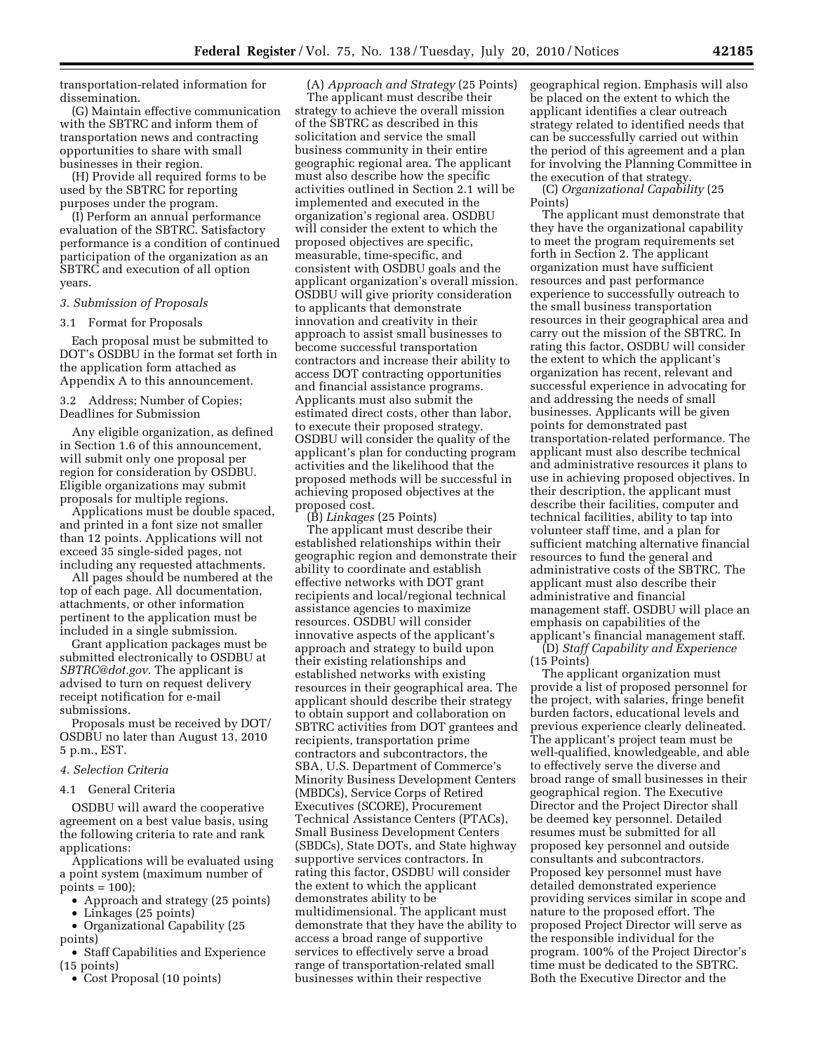transportation-related information for dissemination.

(G) Maintain effective communication with the SBTRC and inform them of transportation news and contracting opportunities to share with small businesses in their region.

(H) Provide all required forms to be used by the SBTRC for reporting purposes under the program.

(I) Perform an annual performance evaluation of the SBTRC. Satisfactory performance is a condition of continued participation of the organization as an SBTRC and execution of all option years.

### *3. Submission of Proposals*

#### 3.1 Format for Proposals

Each proposal must be submitted to DOT's OSDBU in the format set forth in the application form attached as Appendix A to this announcement.

#### 3.2 Address; Number of Copies; Deadlines for Submission

Any eligible organization, as defined in Section 1.6 of this announcement, will submit only one proposal per region for consideration by OSDBU. Eligible organizations may submit proposals for multiple regions.

Applications must be double spaced, and printed in a font size not smaller than 12 points. Applications will not exceed 35 single-sided pages, not including any requested attachments.

All pages should be numbered at the top of each page. All documentation, attachments, or other information pertinent to the application must be included in a single submission.

Grant application packages must be submitted electronically to OSDBU at *SBTRC@dot.gov.* The applicant is advised to turn on request delivery receipt notification for e-mail submissions.

Proposals must be received by DOT/OSDBU no later than August 13, 2010 5 p.m., EST.

### *4. Selection Criteria*

#### 4.1 General Criteria

OSDBU will award the cooperative agreement on a best value basis, using the following criteria to rate and rank applications:

Applications will be evaluated using a point system (maximum number of points = 100);

- Approach and strategy (25 points)
- Linkages (25 points)
- Organizational Capability (25 points)
- Staff Capabilities and Experience (15 points)
- Cost Proposal (10 points)

(A) *Approach and Strategy* (25 Points)

The applicant must describe their strategy to achieve the overall mission of the SBTRC as described in this solicitation and service the small business community in their entire geographic regional area. The applicant must also describe how the specific activities outlined in Section 2.1 will be implemented and executed in the organization's regional area. OSDBU will consider the extent to which the proposed objectives are specific, measurable, time-specific, and consistent with OSDBU goals and the applicant organization's overall mission. OSDBU will give priority consideration to applicants that demonstrate innovation and creativity in their approach to assist small businesses to become successful transportation contractors and increase their ability to access DOT contracting opportunities and financial assistance programs. Applicants must also submit the estimated direct costs, other than labor, to execute their proposed strategy. OSDBU will consider the quality of the applicant's plan for conducting program activities and the likelihood that the proposed methods will be successful in achieving proposed objectives at the proposed cost.

(B) *Linkages* (25 Points)

The applicant must describe their established relationships within their geographic region and demonstrate their ability to coordinate and establish effective networks with DOT grant recipients and local/regional technical assistance agencies to maximize resources. OSDBU will consider innovative aspects of the applicant's approach and strategy to build upon their existing relationships and established networks with existing resources in their geographical area. The applicant should describe their strategy to obtain support and collaboration on SBTRC activities from DOT grantees and recipients, transportation prime contractors and subcontractors, the SBA, U.S. Department of Commerce's Minority Business Development Centers (MBDCs), Service Corps of Retired Executives (SCORE), Procurement Technical Assistance Centers (PTACs), Small Business Development Centers (SBDCs), State DOTs, and State highway supportive services contractors. In rating this factor, OSDBU will consider the extent to which the applicant demonstrates ability to be multidimensional. The applicant must demonstrate that they have the ability to access a broad range of supportive services to effectively serve a broad range of transportation-related small businesses within their respective geographical region. Emphasis will also be placed on the extent to which the applicant identifies a clear outreach strategy related to identified needs that can be successfully carried out within the period of this agreement and a plan for involving the Planning Committee in the execution of that strategy.

(C) *Organizational Capability* (25 Points)

The applicant must demonstrate that they have the organizational capability to meet the program requirements set forth in Section 2. The applicant organization must have sufficient resources and past performance experience to successfully outreach to the small business transportation resources in their geographical area and carry out the mission of the SBTRC. In rating this factor, OSDBU will consider the extent to which the applicant's organization has recent, relevant and successful experience in advocating for and addressing the needs of small businesses. Applicants will be given points for demonstrated past transportation-related performance. The applicant must also describe technical and administrative resources it plans to use in achieving proposed objectives. In their description, the applicant must describe their facilities, computer and technical facilities, ability to tap into volunteer staff time, and a plan for sufficient matching alternative financial resources to fund the general and administrative costs of the SBTRC. The applicant must also describe their administrative and financial management staff. OSDBU will place an emphasis on capabilities of the applicant's financial management staff.

(D) *Staff Capability and Experience* (15 Points)

The applicant organization must provide a list of proposed personnel for the project, with salaries, fringe benefit burden factors, educational levels and previous experience clearly delineated. The applicant's project team must be well-qualified, knowledgeable, and able to effectively serve the diverse and broad range of small businesses in their geographical region. The Executive Director and the Project Director shall be deemed key personnel. Detailed resumes must be submitted for all proposed key personnel and outside consultants and subcontractors. Proposed key personnel must have detailed demonstrated experience providing services similar in scope and nature to the proposed effort. The proposed Project Director will serve as the responsible individual for the program. 100% of the Project Director's time must be dedicated to the SBTRC. Both the Executive Director and the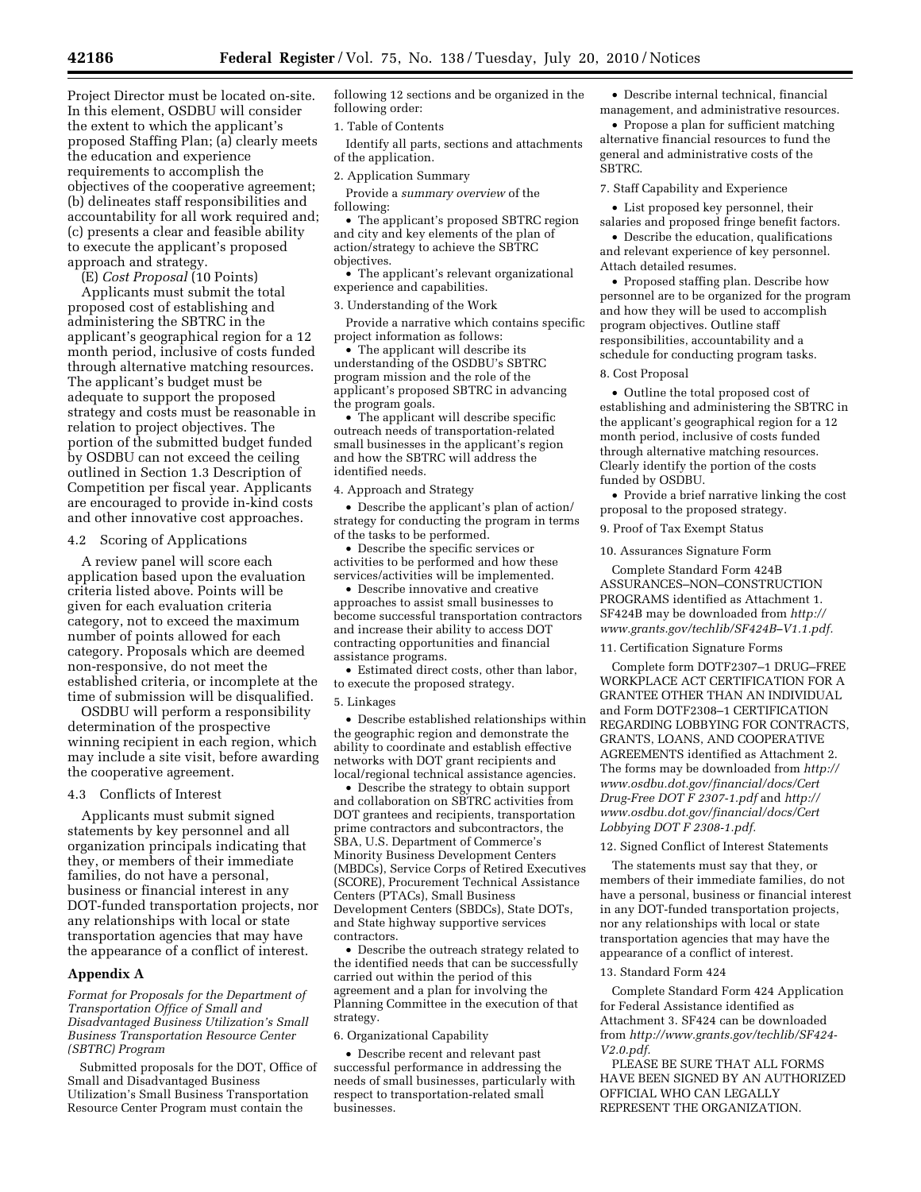Project Director must be located on-site. In this element, OSDBU will consider the extent to which the applicant's proposed Staffing Plan; (a) clearly meets the education and experience requirements to accomplish the objectives of the cooperative agreement; (b) delineates staff responsibilities and accountability for all work required and; (c) presents a clear and feasible ability to execute the applicant's proposed approach and strategy.

(E) *Cost Proposal* (10 Points)

Applicants must submit the total proposed cost of establishing and administering the SBTRC in the applicant's geographical region for a 12 month period, inclusive of costs funded through alternative matching resources. The applicant's budget must be adequate to support the proposed strategy and costs must be reasonable in relation to project objectives. The portion of the submitted budget funded by OSDBU can not exceed the ceiling outlined in Section 1.3 Description of Competition per fiscal year. Applicants are encouraged to provide in-kind costs and other innovative cost approaches.

4.2 Scoring of Applications

A review panel will score each application based upon the evaluation criteria listed above. Points will be given for each evaluation criteria category, not to exceed the maximum number of points allowed for each category. Proposals which are deemed non-responsive, do not meet the established criteria, or incomplete at the time of submission will be disqualified.

OSDBU will perform a responsibility determination of the prospective winning recipient in each region, which may include a site visit, before awarding the cooperative agreement.

4.3 Conflicts of Interest

Applicants must submit signed statements by key personnel and all organization principals indicating that they, or members of their immediate families, do not have a personal, business or financial interest in any DOT-funded transportation projects, nor any relationships with local or state transportation agencies that may have the appearance of a conflict of interest.

## Appendix A

*Format for Proposals for the Department of Transportation Office of Small and Disadvantaged Business Utilization's Small Business Transportation Resource Center (SBTRC) Program*

Submitted proposals for the DOT, Office of Small and Disadvantaged Business Utilization's Small Business Transportation Resource Center Program must contain the following 12 sections and be organized in the following order:

1. Table of Contents

Identify all parts, sections and attachments of the application.

2. Application Summary

Provide a *summary overview* of the following:

- The applicant's proposed SBTRC region and city and key elements of the plan of action/strategy to achieve the SBTRC objectives.
- The applicant's relevant organizational experience and capabilities.

3. Understanding of the Work

Provide a narrative which contains specific project information as follows:

- The applicant will describe its understanding of the OSDBU's SBTRC program mission and the role of the applicant's proposed SBTRC in advancing the program goals.
- The applicant will describe specific outreach needs of transportation-related small businesses in the applicant's region and how the SBTRC will address the identified needs.

4. Approach and Strategy

- Describe the applicant's plan of action/strategy for conducting the program in terms of the tasks to be performed.
- Describe the specific services or activities to be performed and how these services/activities will be implemented.
- Describe innovative and creative approaches to assist small businesses to become successful transportation contractors and increase their ability to access DOT contracting opportunities and financial assistance programs.
- Estimated direct costs, other than labor, to execute the proposed strategy.

5. Linkages

- Describe established relationships within the geographic region and demonstrate the ability to coordinate and establish effective networks with DOT grant recipients and local/regional technical assistance agencies.
- Describe the strategy to obtain support and collaboration on SBTRC activities from DOT grantees and recipients, transportation prime contractors and subcontractors, the SBA, U.S. Department of Commerce's Minority Business Development Centers (MBDCs), Service Corps of Retired Executives (SCORE), Procurement Technical Assistance Centers (PTACs), Small Business Development Centers (SBDCs), State DOTs, and State highway supportive services contractors.
- Describe the outreach strategy related to the identified needs that can be successfully carried out within the period of this agreement and a plan for involving the Planning Committee in the execution of that strategy.

6. Organizational Capability

- Describe recent and relevant past successful performance in addressing the needs of small businesses, particularly with respect to transportation-related small businesses.
- Describe internal technical, financial management, and administrative resources.
- Propose a plan for sufficient matching alternative financial resources to fund the general and administrative costs of the SBTRC.

7. Staff Capability and Experience

- List proposed key personnel, their salaries and proposed fringe benefit factors.
- Describe the education, qualifications and relevant experience of key personnel. Attach detailed resumes.
- Proposed staffing plan. Describe how personnel are to be organized for the program and how they will be used to accomplish program objectives. Outline staff responsibilities, accountability and a schedule for conducting program tasks.

8. Cost Proposal

- Outline the total proposed cost of establishing and administering the SBTRC in the applicant's geographical region for a 12 month period, inclusive of costs funded through alternative matching resources. Clearly identify the portion of the costs funded by OSDBU.
- Provide a brief narrative linking the cost proposal to the proposed strategy.

9. Proof of Tax Exempt Status

10. Assurances Signature Form

Complete Standard Form 424B ASSURANCES–NON–CONSTRUCTION PROGRAMS identified as Attachment 1. SF424B may be downloaded from *http://www.grants.gov/techlib/SF424B–V1.1.pdf.*

11. Certification Signature Forms

Complete form DOTF2307–1 DRUG–FREE WORKPLACE ACT CERTIFICATION FOR A GRANTEE OTHER THAN AN INDIVIDUAL and Form DOTF2308–1 CERTIFICATION REGARDING LOBBYING FOR CONTRACTS, GRANTS, LOANS, AND COOPERATIVE AGREEMENTS identified as Attachment 2. The forms may be downloaded from *http://www.osdbu.dot.gov/financial/docs/Cert Drug-Free DOT F 2307-1.pdf* and *http://www.osdbu.dot.gov/financial/docs/Cert Lobbying DOT F 2308-1.pdf.*

12. Signed Conflict of Interest Statements

The statements must say that they, or members of their immediate families, do not have a personal, business or financial interest in any DOT-funded transportation projects, nor any relationships with local or state transportation agencies that may have the appearance of a conflict of interest.

13. Standard Form 424

Complete Standard Form 424 Application for Federal Assistance identified as Attachment 3. SF424 can be downloaded from *http://www.grants.gov/techlib/SF424-V2.0.pdf.*

PLEASE BE SURE THAT ALL FORMS HAVE BEEN SIGNED BY AN AUTHORIZED OFFICIAL WHO CAN LEGALLY REPRESENT THE ORGANIZATION.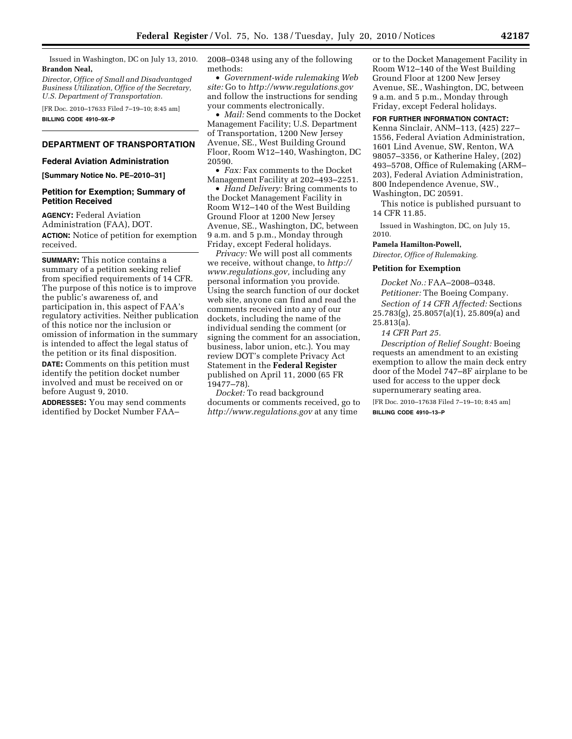Issued in Washington, DC on July 13, 2010.

**Brandon Neal,**

*Director, Office of Small and Disadvantaged Business Utilization, Office of the Secretary, U.S. Department of Transportation.*

[FR Doc. 2010–17633 Filed 7–19–10; 8:45 am]

**BILLING CODE 4910–9X–P**

## DEPARTMENT OF TRANSPORTATION

### Federal Aviation Administration

**[Summary Notice No. PE–2010–31]**

### Petition for Exemption; Summary of Petition Received

**AGENCY:** Federal Aviation Administration (FAA), DOT.

**ACTION:** Notice of petition for exemption received.

**SUMMARY:** This notice contains a summary of a petition seeking relief from specified requirements of 14 CFR. The purpose of this notice is to improve the public's awareness of, and participation in, this aspect of FAA's regulatory activities. Neither publication of this notice nor the inclusion or omission of information in the summary is intended to affect the legal status of the petition or its final disposition.

**DATE:** Comments on this petition must identify the petition docket number involved and must be received on or before August 9, 2010.

**ADDRESSES:** You may send comments identified by Docket Number FAA–2008–0348 using any of the following methods:

- *Government-wide rulemaking Web site:* Go to *http://www.regulations.gov* and follow the instructions for sending your comments electronically.
- *Mail:* Send comments to the Docket Management Facility; U.S. Department of Transportation, 1200 New Jersey Avenue, SE., West Building Ground Floor, Room W12–140, Washington, DC 20590.
- *Fax:* Fax comments to the Docket Management Facility at 202–493–2251.
- *Hand Delivery:* Bring comments to the Docket Management Facility in Room W12–140 of the West Building Ground Floor at 1200 New Jersey Avenue, SE., Washington, DC, between 9 a.m. and 5 p.m., Monday through Friday, except Federal holidays.

*Privacy:* We will post all comments we receive, without change, to *http://www.regulations.gov,* including any personal information you provide. Using the search function of our docket web site, anyone can find and read the comments received into any of our dockets, including the name of the individual sending the comment (or signing the comment for an association, business, labor union, etc.). You may review DOT's complete Privacy Act Statement in the **Federal Register** published on April 11, 2000 (65 FR 19477–78).

*Docket:* To read background documents or comments received, go to *http://www.regulations.gov* at any time or to the Docket Management Facility in Room W12–140 of the West Building Ground Floor at 1200 New Jersey Avenue, SE., Washington, DC, between 9 a.m. and 5 p.m., Monday through Friday, except Federal holidays.

**FOR FURTHER INFORMATION CONTACT:** Kenna Sinclair, ANM–113, (425) 227–1556, Federal Aviation Administration, 1601 Lind Avenue, SW, Renton, WA 98057–3356, or Katherine Haley, (202) 493–5708, Office of Rulemaking (ARM–203), Federal Aviation Administration, 800 Independence Avenue, SW., Washington, DC 20591.

This notice is published pursuant to 14 CFR 11.85.

Issued in Washington, DC, on July 15, 2010.

**Pamela Hamilton-Powell,**

*Director, Office of Rulemaking.*

### Petition for Exemption

*Docket No.:* FAA–2008–0348.

*Petitioner:* The Boeing Company.

*Section of 14 CFR Affected:* Sections 25.783(g), 25.8057(a)(1), 25.809(a) and 25.813(a).

*14 CFR Part 25.*

*Description of Relief Sought:* Boeing requests an amendment to an existing exemption to allow the main deck entry door of the Model 747–8F airplane to be used for access to the upper deck supernumerary seating area.

[FR Doc. 2010–17638 Filed 7–19–10; 8:45 am]

**BILLING CODE 4910–13–P**